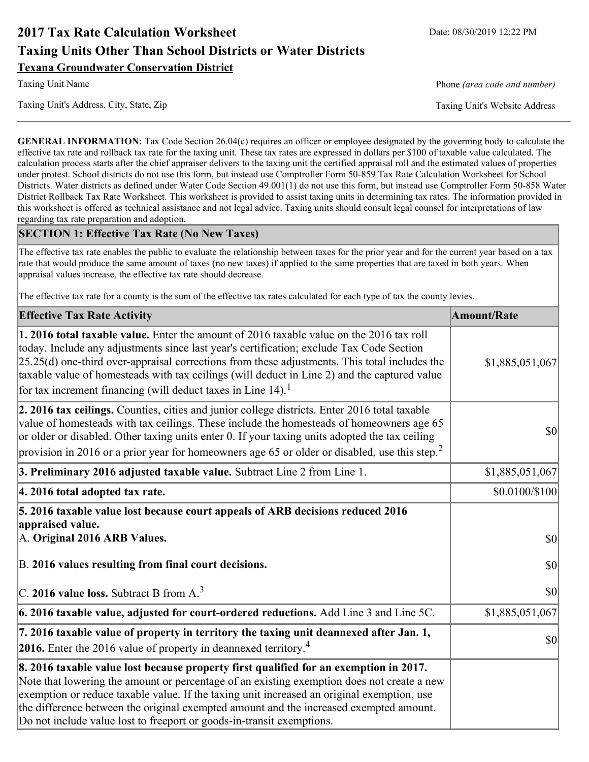# 2017 Tax Rate Calculation Worksheet

Date: 08/30/2019 12:22 PM

## Taxing Units Other Than School Districts or Water Districts

**Texana Groundwater Conservation District**

Taxing Unit Name

Phone *(area code and number)*

Taxing Unit's Address, City, State, Zip

Taxing Unit's Website Address

**GENERAL INFORMATION:** Tax Code Section 26.04(c) requires an officer or employee designated by the governing body to calculate the effective tax rate and rollback tax rate for the taxing unit. These tax rates are expressed in dollars per $100 of taxable value calculated. The calculation process starts after the chief appraiser delivers to the taxing unit the certified appraisal roll and the estimated values of properties under protest. School districts do not use this form, but instead use Comptroller Form 50-859 Tax Rate Calculation Worksheet for School Districts. Water districts as defined under Water Code Section 49.001(1) do not use this form, but instead use Comptroller Form 50-858 Water District Rollback Tax Rate Worksheet. This worksheet is provided to assist taxing units in determining tax rates. The information provided in this worksheet is offered as technical assistance and not legal advice. Taxing units should consult legal counsel for interpretations of law regarding tax rate preparation and adoption.

### SECTION 1: Effective Tax Rate (No New Taxes)

The effective tax rate enables the public to evaluate the relationship between taxes for the prior year and for the current year based on a tax rate that would produce the same amount of taxes (no new taxes) if applied to the same properties that are taxed in both years. When appraisal values increase, the effective tax rate should decrease.

The effective tax rate for a county is the sum of the effective tax rates calculated for each type of tax the county levies.

| Effective Tax Rate Activity | Amount/Rate |
|---|---|
| **1. 2016 total taxable value.** Enter the amount of 2016 taxable value on the 2016 tax roll today. Include any adjustments since last year's certification; exclude Tax Code Section 25.25(d) one-third over-appraisal corrections from these adjustments. This total includes the taxable value of homesteads with tax ceilings (will deduct in Line 2) and the captured value for tax increment financing (will deduct taxes in Line 14).[1] | $1,885,051,067 |
| **2. 2016 tax ceilings.** Counties, cities and junior college districts. Enter 2016 total taxable value of homesteads with tax ceilings. These include the homesteads of homeowners age 65 or older or disabled. Other taxing units enter 0. If your taxing units adopted the tax ceiling provision in 2016 or a prior year for homeowners age 65 or older or disabled, use this step.[2] | $0 |
| **3. Preliminary 2016 adjusted taxable value.** Subtract Line 2 from Line 1. | $1,885,051,067 |
| **4. 2016 total adopted tax rate.** | $0.0100/$100 |
| **5. 2016 taxable value lost because court appeals of ARB decisions reduced 2016 appraised value.** | |
| A. **Original 2016 ARB Values.** | $0 |
| B. **2016 values resulting from final court decisions.** | $0 |
| C. **2016 value loss.** Subtract B from A.[3] | $0 |
| **6. 2016 taxable value, adjusted for court-ordered reductions.** Add Line 3 and Line 5C. | $1,885,051,067 |
| **7. 2016 taxable value of property in territory the taxing unit deannexed after Jan. 1, 2016.** Enter the 2016 value of property in deannexed territory.[4] | $0 |
| **8. 2016 taxable value lost because property first qualified for an exemption in 2017.** Note that lowering the amount or percentage of an existing exemption does not create a new exemption or reduce taxable value. If the taxing unit increased an original exemption, use the difference between the original exempted amount and the increased exempted amount. Do not include value lost to freeport or goods-in-transit exemptions. | |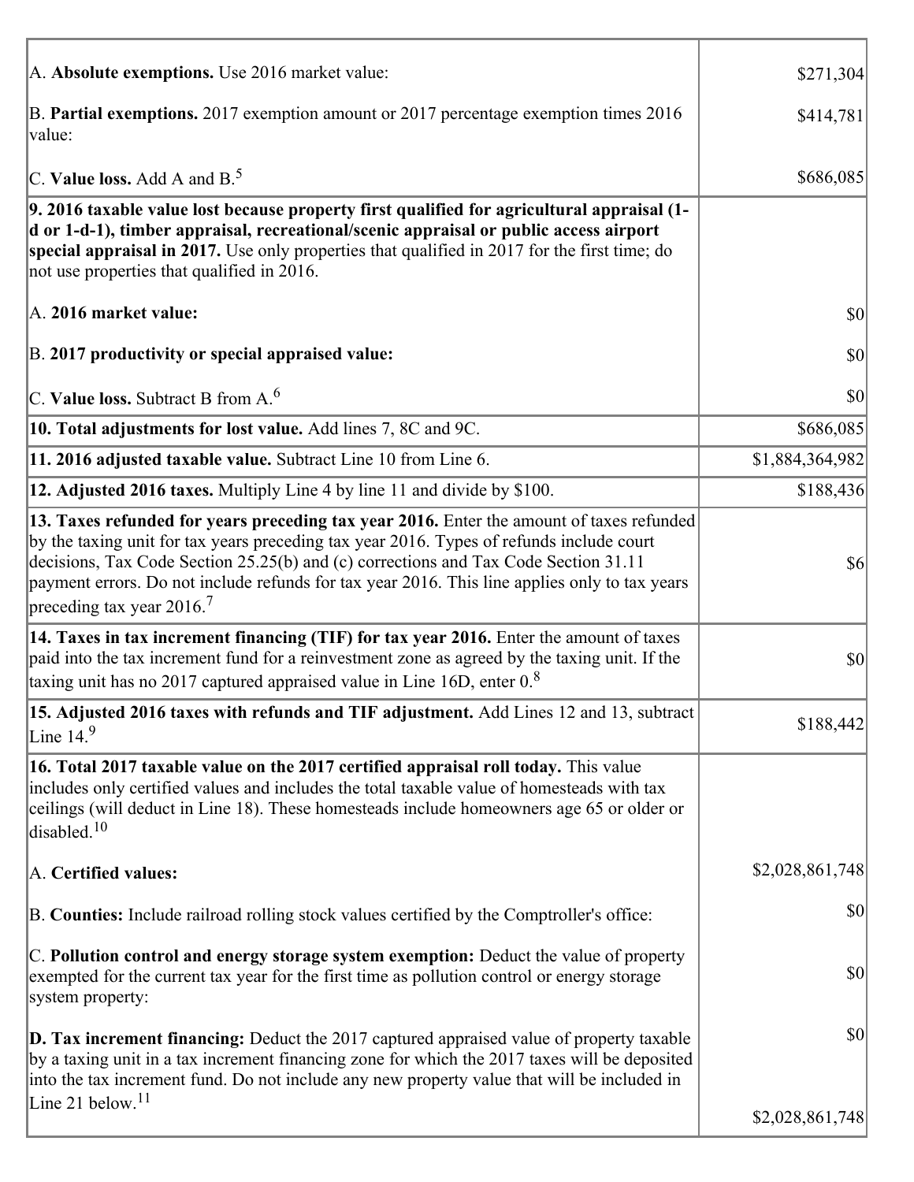| | |
|---|---|
| A. **Absolute exemptions.** Use 2016 market value: | $271,304 |
| B. **Partial exemptions.** 2017 exemption amount or 2017 percentage exemption times 2016 value: | $414,781 |
| C. **Value loss.** Add A and B.[5] | $686,085 |
| **9. 2016 taxable value lost because property first qualified for agricultural appraisal (1-d or 1-d-1), timber appraisal, recreational/scenic appraisal or public access airport special appraisal in 2017.** Use only properties that qualified in 2017 for the first time; do not use properties that qualified in 2016. | |
| A. **2016 market value:** | $0 |
| B. **2017 productivity or special appraised value:** | $0 |
| C. **Value loss.** Subtract B from A.[6] | $0 |
| **10. Total adjustments for lost value.** Add lines 7, 8C and 9C. | $686,085 |
| **11. 2016 adjusted taxable value.** Subtract Line 10 from Line 6. | $1,884,364,982 |
| **12. Adjusted 2016 taxes.** Multiply Line 4 by line 11 and divide by $100. | $188,436 |
| **13. Taxes refunded for years preceding tax year 2016.** Enter the amount of taxes refunded by the taxing unit for tax years preceding tax year 2016. Types of refunds include court decisions, Tax Code Section 25.25(b) and (c) corrections and Tax Code Section 31.11 payment errors. Do not include refunds for tax year 2016. This line applies only to tax years preceding tax year 2016.[7] | $6 |
| **14. Taxes in tax increment financing (TIF) for tax year 2016.** Enter the amount of taxes paid into the tax increment fund for a reinvestment zone as agreed by the taxing unit. If the taxing unit has no 2017 captured appraised value in Line 16D, enter 0.[8] | $0 |
| **15. Adjusted 2016 taxes with refunds and TIF adjustment.** Add Lines 12 and 13, subtract Line 14.[9] | $188,442 |
| **16. Total 2017 taxable value on the 2017 certified appraisal roll today.** This value includes only certified values and includes the total taxable value of homesteads with tax ceilings (will deduct in Line 18). These homesteads include homeowners age 65 or older or disabled.[10] | |
| A. **Certified values:** | $2,028,861,748 |
| B. **Counties:** Include railroad rolling stock values certified by the Comptroller's office: | $0 |
| C. **Pollution control and energy storage system exemption:** Deduct the value of property exempted for the current tax year for the first time as pollution control or energy storage system property: | $0 |
| **D. Tax increment financing:** Deduct the 2017 captured appraised value of property taxable by a taxing unit in a tax increment financing zone for which the 2017 taxes will be deposited into the tax increment fund. Do not include any new property value that will be included in Line 21 below.[11] | $0<br><br>$2,028,861,748 |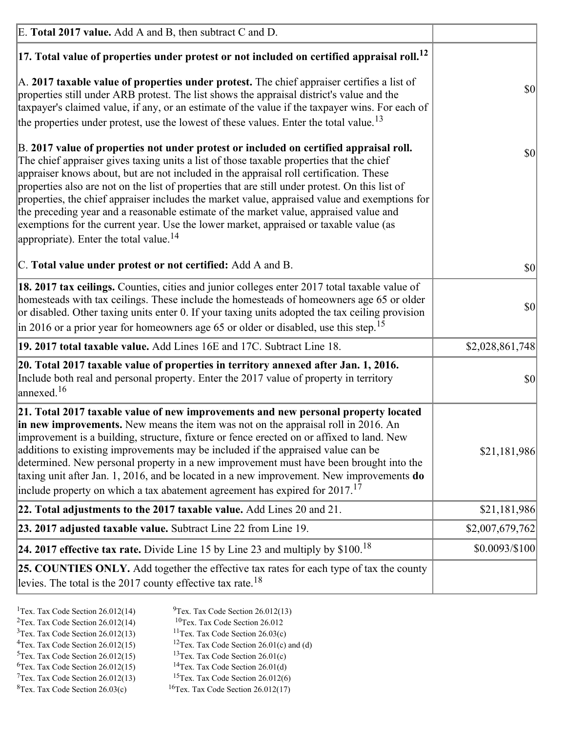| | |
|---|---|
| E. **Total 2017 value.** Add A and B, then subtract C and D. | |
| **17. Total value of properties under protest or not included on certified appraisal roll.**[12] | |
| A. **2017 taxable value of properties under protest.** The chief appraiser certifies a list of properties still under ARB protest. The list shows the appraisal district's value and the taxpayer's claimed value, if any, or an estimate of the value if the taxpayer wins. For each of the properties under protest, use the lowest of these values. Enter the total value.[13] | $0 |
| B. **2017 value of properties not under protest or included on certified appraisal roll.** The chief appraiser gives taxing units a list of those taxable properties that the chief appraiser knows about, but are not included in the appraisal roll certification. These properties also are not on the list of properties that are still under protest. On this list of properties, the chief appraiser includes the market value, appraised value and exemptions for the preceding year and a reasonable estimate of the market value, appraised value and exemptions for the current year. Use the lower market, appraised or taxable value (as appropriate). Enter the total value.[14] | $0 |
| C. **Total value under protest or not certified:** Add A and B. | $0 |
| **18. 2017 tax ceilings.** Counties, cities and junior colleges enter 2017 total taxable value of homesteads with tax ceilings. These include the homesteads of homeowners age 65 or older or disabled. Other taxing units enter 0. If your taxing units adopted the tax ceiling provision in 2016 or a prior year for homeowners age 65 or older or disabled, use this step.[15] | $0 |
| **19. 2017 total taxable value.** Add Lines 16E and 17C. Subtract Line 18. | $2,028,861,748 |
| **20. Total 2017 taxable value of properties in territory annexed after Jan. 1, 2016.** Include both real and personal property. Enter the 2017 value of property in territory annexed.[16] | $0 |
| **21. Total 2017 taxable value of new improvements and new personal property located in new improvements.** New means the item was not on the appraisal roll in 2016. An improvement is a building, structure, fixture or fence erected on or affixed to land. New additions to existing improvements may be included if the appraised value can be determined. New personal property in a new improvement must have been brought into the taxing unit after Jan. 1, 2016, and be located in a new improvement. New improvements **do** include property on which a tax abatement agreement has expired for 2017.[17] | $21,181,986 |
| **22. Total adjustments to the 2017 taxable value.** Add Lines 20 and 21. | $21,181,986 |
| **23. 2017 adjusted taxable value.** Subtract Line 22 from Line 19. | $2,007,679,762 |
| **24. 2017 effective tax rate.** Divide Line 15 by Line 23 and multiply by $100.[18] | $0.0093/$100 |
| **25. COUNTIES ONLY.** Add together the effective tax rates for each type of tax the county levies. The total is the 2017 county effective tax rate.[18] | |

[1]Tex. Tax Code Section 26.012(14)
[2]Tex. Tax Code Section 26.012(14)
[3]Tex. Tax Code Section 26.012(13)
[4]Tex. Tax Code Section 26.012(15)
[5]Tex. Tax Code Section 26.012(15)
[6]Tex. Tax Code Section 26.012(15)
[7]Tex. Tax Code Section 26.012(13)
[8]Tex. Tax Code Section 26.03(c)
[9]Tex. Tax Code Section 26.012(13)
[10]Tex. Tax Code Section 26.012
[11]Tex. Tax Code Section 26.03(c)
[12]Tex. Tax Code Section 26.01(c) and (d)
[13]Tex. Tax Code Section 26.01(c)
[14]Tex. Tax Code Section 26.01(d)
[15]Tex. Tax Code Section 26.012(6)
[16]Tex. Tax Code Section 26.012(17)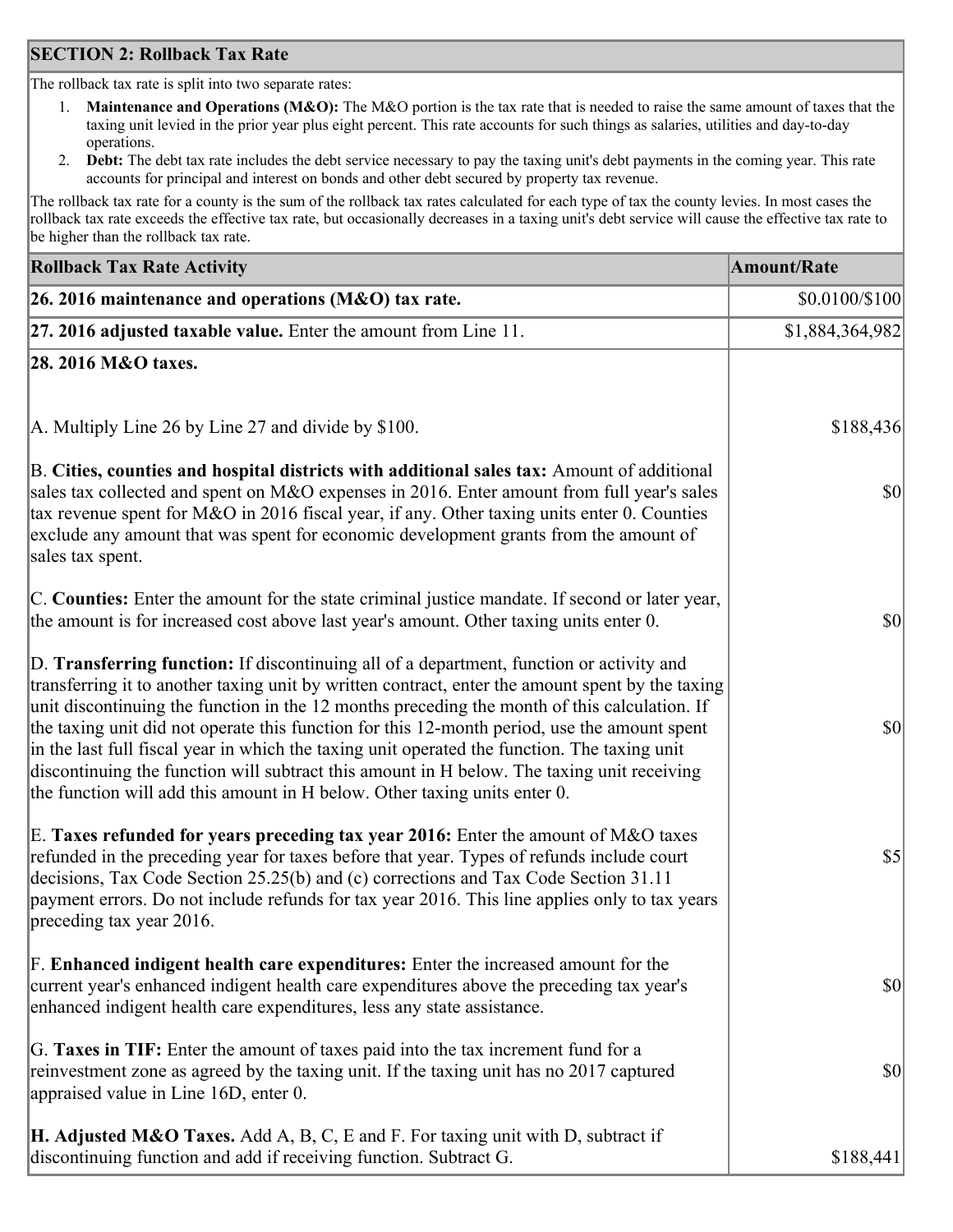## SECTION 2: Rollback Tax Rate

The rollback tax rate is split into two separate rates:

1. **Maintenance and Operations (M&O):** The M&O portion is the tax rate that is needed to raise the same amount of taxes that the taxing unit levied in the prior year plus eight percent. This rate accounts for such things as salaries, utilities and day-to-day operations.
2. **Debt:** The debt tax rate includes the debt service necessary to pay the taxing unit's debt payments in the coming year. This rate accounts for principal and interest on bonds and other debt secured by property tax revenue.

The rollback tax rate for a county is the sum of the rollback tax rates calculated for each type of tax the county levies. In most cases the rollback tax rate exceeds the effective tax rate, but occasionally decreases in a taxing unit's debt service will cause the effective tax rate to be higher than the rollback tax rate.

| Rollback Tax Rate Activity | Amount/Rate |
|---|---|
| **26. 2016 maintenance and operations (M&O) tax rate.** | $0.0100/$100 |
| **27. 2016 adjusted taxable value.** Enter the amount from Line 11. | $1,884,364,982 |
| **28. 2016 M&O taxes.** | |
| A. Multiply Line 26 by Line 27 and divide by $100. | $188,436 |
| B. **Cities, counties and hospital districts with additional sales tax:** Amount of additional sales tax collected and spent on M&O expenses in 2016. Enter amount from full year's sales tax revenue spent for M&O in 2016 fiscal year, if any. Other taxing units enter 0. Counties exclude any amount that was spent for economic development grants from the amount of sales tax spent. | $0 |
| C. **Counties:** Enter the amount for the state criminal justice mandate. If second or later year, the amount is for increased cost above last year's amount. Other taxing units enter 0. | $0 |
| D. **Transferring function:** If discontinuing all of a department, function or activity and transferring it to another taxing unit by written contract, enter the amount spent by the taxing unit discontinuing the function in the 12 months preceding the month of this calculation. If the taxing unit did not operate this function for this 12-month period, use the amount spent in the last full fiscal year in which the taxing unit operated the function. The taxing unit discontinuing the function will subtract this amount in H below. The taxing unit receiving the function will add this amount in H below. Other taxing units enter 0. | $0 |
| E. **Taxes refunded for years preceding tax year 2016:** Enter the amount of M&O taxes refunded in the preceding year for taxes before that year. Types of refunds include court decisions, Tax Code Section 25.25(b) and (c) corrections and Tax Code Section 31.11 payment errors. Do not include refunds for tax year 2016. This line applies only to tax years preceding tax year 2016. | $5 |
| F. **Enhanced indigent health care expenditures:** Enter the increased amount for the current year's enhanced indigent health care expenditures above the preceding tax year's enhanced indigent health care expenditures, less any state assistance. | $0 |
| G. **Taxes in TIF:** Enter the amount of taxes paid into the tax increment fund for a reinvestment zone as agreed by the taxing unit. If the taxing unit has no 2017 captured appraised value in Line 16D, enter 0. | $0 |
| **H. Adjusted M&O Taxes.** Add A, B, C, E and F. For taxing unit with D, subtract if discontinuing function and add if receiving function. Subtract G. | $188,441 |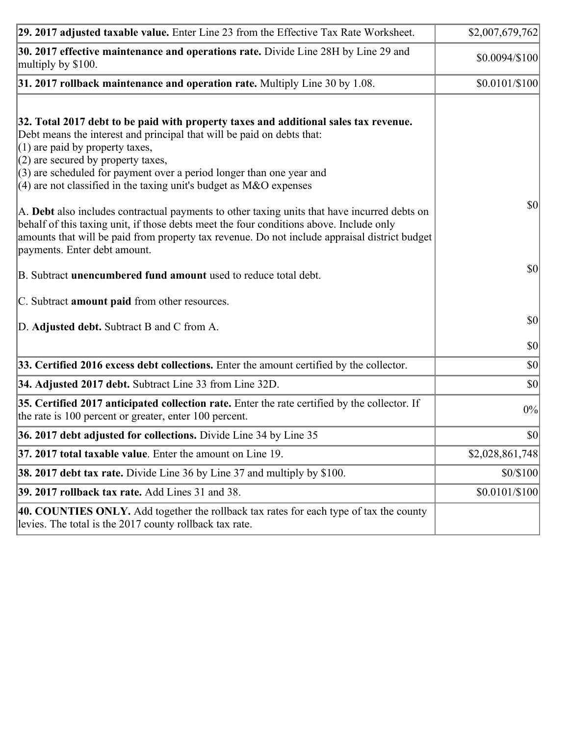| | |
|---|---|
| **29. 2017 adjusted taxable value.** Enter Line 23 from the Effective Tax Rate Worksheet. | $2,007,679,762 |
| **30. 2017 effective maintenance and operations rate.** Divide Line 28H by Line 29 and multiply by $100. | $0.0094/$100 |
| **31. 2017 rollback maintenance and operation rate.** Multiply Line 30 by 1.08. | $0.0101/$100 |
| **32. Total 2017 debt to be paid with property taxes and additional sales tax revenue.** Debt means the interest and principal that will be paid on debts that:<br>(1) are paid by property taxes,<br>(2) are secured by property taxes,<br>(3) are scheduled for payment over a period longer than one year and<br>(4) are not classified in the taxing unit's budget as M&O expenses<br><br>A. **Debt** also includes contractual payments to other taxing units that have incurred debts on behalf of this taxing unit, if those debts meet the four conditions above. Include only amounts that will be paid from property tax revenue. Do not include appraisal district budget payments. Enter debt amount.<br><br>B. Subtract **unencumbered fund amount** used to reduce total debt.<br><br>C. Subtract **amount paid** from other resources.<br><br>D. **Adjusted debt.** Subtract B and C from A. | $0<br><br>$0<br><br>$0<br><br>$0 |
| **33. Certified 2016 excess debt collections.** Enter the amount certified by the collector. | $0 |
| **34. Adjusted 2017 debt.** Subtract Line 33 from Line 32D. | $0 |
| **35. Certified 2017 anticipated collection rate.** Enter the rate certified by the collector. If the rate is 100 percent or greater, enter 100 percent. | 0% |
| **36. 2017 debt adjusted for collections.** Divide Line 34 by Line 35 | $0 |
| **37. 2017 total taxable value**. Enter the amount on Line 19. | $2,028,861,748 |
| **38. 2017 debt tax rate.** Divide Line 36 by Line 37 and multiply by $100. | $0/$100 |
| **39. 2017 rollback tax rate.** Add Lines 31 and 38. | $0.0101/$100 |
| **40. COUNTIES ONLY.** Add together the rollback tax rates for each type of tax the county levies. The total is the 2017 county rollback tax rate. | |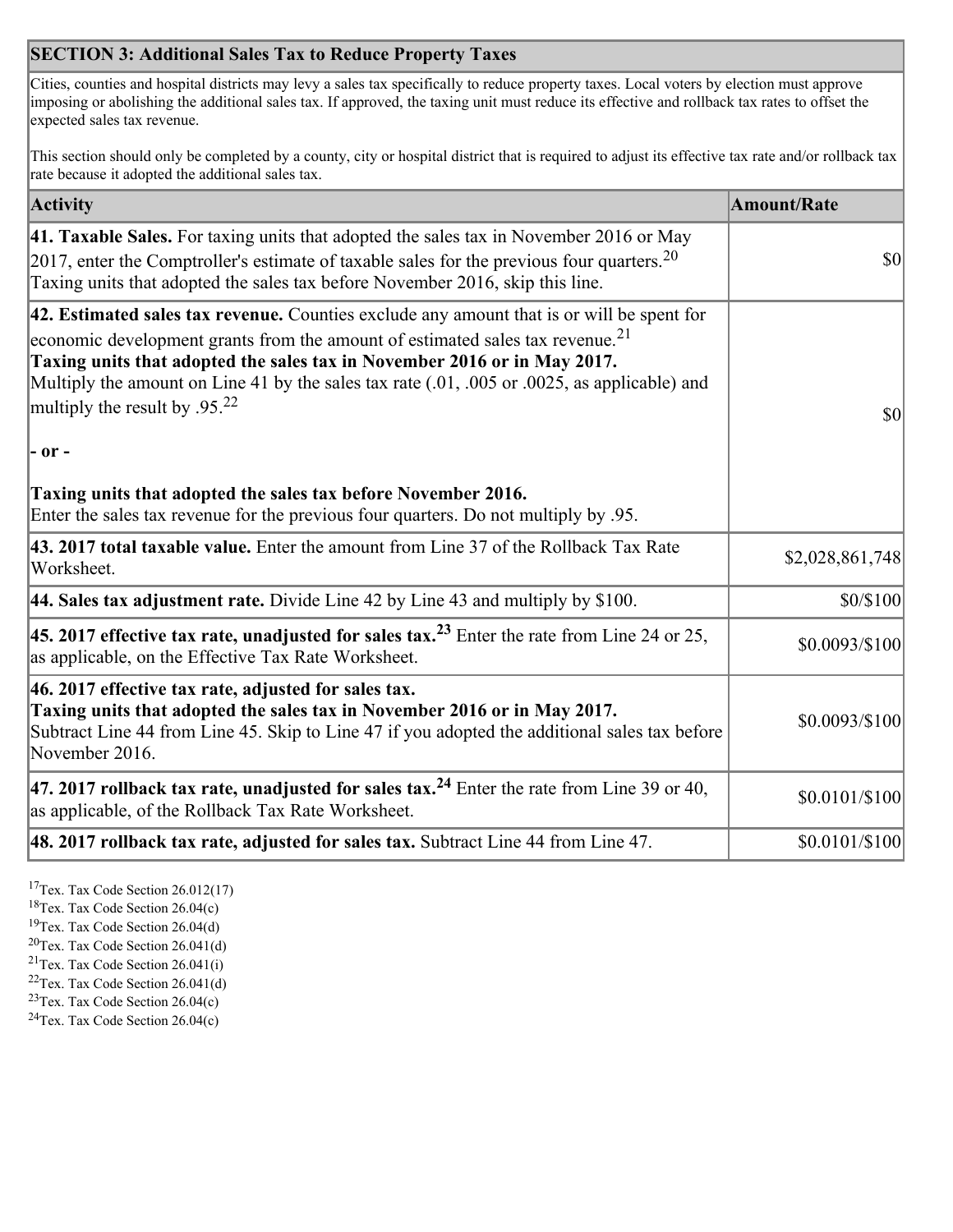## SECTION 3: Additional Sales Tax to Reduce Property Taxes

Cities, counties and hospital districts may levy a sales tax specifically to reduce property taxes. Local voters by election must approve imposing or abolishing the additional sales tax. If approved, the taxing unit must reduce its effective and rollback tax rates to offset the expected sales tax revenue.

This section should only be completed by a county, city or hospital district that is required to adjust its effective tax rate and/or rollback tax rate because it adopted the additional sales tax.

| Activity | Amount/Rate |
|---|---|
| **41. Taxable Sales.** For taxing units that adopted the sales tax in November 2016 or May 2017, enter the Comptroller's estimate of taxable sales for the previous four quarters.[20] Taxing units that adopted the sales tax before November 2016, skip this line. | $0 |
| **42. Estimated sales tax revenue.** Counties exclude any amount that is or will be spent for economic development grants from the amount of estimated sales tax revenue.[21] **Taxing units that adopted the sales tax in November 2016 or in May 2017.** Multiply the amount on Line 41 by the sales tax rate (.01, .005 or .0025, as applicable) and multiply the result by .95.[22] **- or -** **Taxing units that adopted the sales tax before November 2016.** Enter the sales tax revenue for the previous four quarters. Do not multiply by .95. | $0 |
| **43. 2017 total taxable value.** Enter the amount from Line 37 of the Rollback Tax Rate Worksheet. | $2,028,861,748 |
| **44. Sales tax adjustment rate.** Divide Line 42 by Line 43 and multiply by $100. | $0/$100 |
| **45. 2017 effective tax rate, unadjusted for sales tax.[23]** Enter the rate from Line 24 or 25, as applicable, on the Effective Tax Rate Worksheet. | $0.0093/$100 |
| **46. 2017 effective tax rate, adjusted for sales tax.** **Taxing units that adopted the sales tax in November 2016 or in May 2017.** Subtract Line 44 from Line 45. Skip to Line 47 if you adopted the additional sales tax before November 2016. | $0.0093/$100 |
| **47. 2017 rollback tax rate, unadjusted for sales tax.[24]** Enter the rate from Line 39 or 40, as applicable, of the Rollback Tax Rate Worksheet. | $0.0101/$100 |
| **48. 2017 rollback tax rate, adjusted for sales tax.** Subtract Line 44 from Line 47. | $0.0101/$100 |

[17] Tex. Tax Code Section 26.012(17)
[18] Tex. Tax Code Section 26.04(c)
[19] Tex. Tax Code Section 26.04(d)
[20] Tex. Tax Code Section 26.041(d)
[21] Tex. Tax Code Section 26.041(i)
[22] Tex. Tax Code Section 26.041(d)
[23] Tex. Tax Code Section 26.04(c)
[24] Tex. Tax Code Section 26.04(c)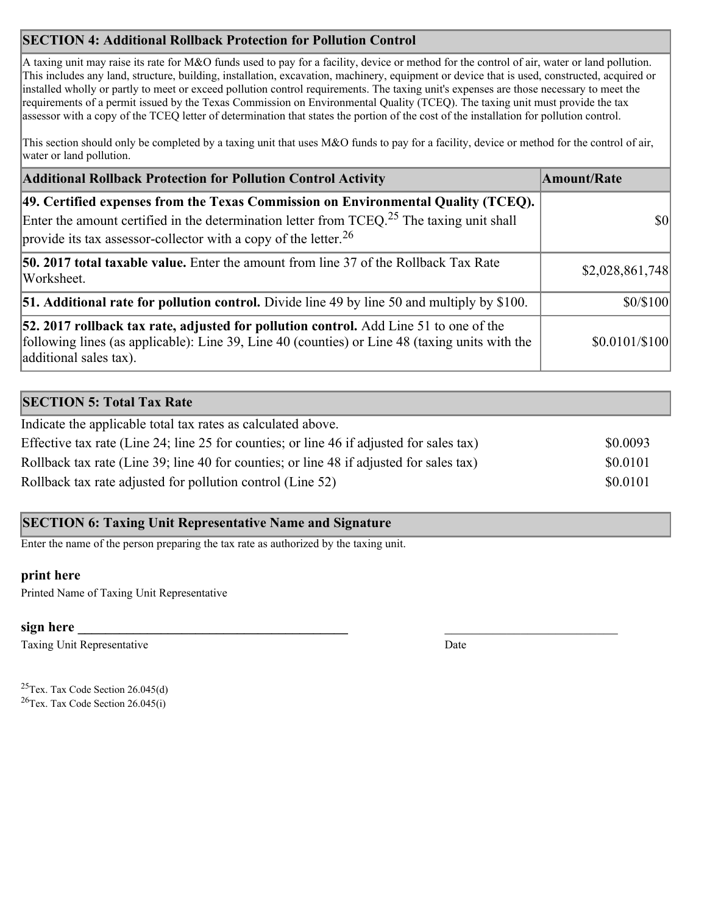## SECTION 4: Additional Rollback Protection for Pollution Control

A taxing unit may raise its rate for M&O funds used to pay for a facility, device or method for the control of air, water or land pollution. This includes any land, structure, building, installation, excavation, machinery, equipment or device that is used, constructed, acquired or installed wholly or partly to meet or exceed pollution control requirements. The taxing unit's expenses are those necessary to meet the requirements of a permit issued by the Texas Commission on Environmental Quality (TCEQ). The taxing unit must provide the tax assessor with a copy of the TCEQ letter of determination that states the portion of the cost of the installation for pollution control.

This section should only be completed by a taxing unit that uses M&O funds to pay for a facility, device or method for the control of air, water or land pollution.

| Additional Rollback Protection for Pollution Control Activity | Amount/Rate |
|---|---|
| **49. Certified expenses from the Texas Commission on Environmental Quality (TCEQ).** Enter the amount certified in the determination letter from TCEQ.[25] The taxing unit shall provide its tax assessor-collector with a copy of the letter.[26] | $0 |
| **50. 2017 total taxable value.** Enter the amount from line 37 of the Rollback Tax Rate Worksheet. | $2,028,861,748 |
| **51. Additional rate for pollution control.** Divide line 49 by line 50 and multiply by $100. | $0/$100 |
| **52. 2017 rollback tax rate, adjusted for pollution control.** Add Line 51 to one of the following lines (as applicable): Line 39, Line 40 (counties) or Line 48 (taxing units with the additional sales tax). | $0.0101/$100 |

## SECTION 5: Total Tax Rate

Indicate the applicable total tax rates as calculated above.

| | |
|---|---|
| Effective tax rate (Line 24; line 25 for counties; or line 46 if adjusted for sales tax) | $0.0093 |
| Rollback tax rate (Line 39; line 40 for counties; or line 48 if adjusted for sales tax) | $0.0101 |
| Rollback tax rate adjusted for pollution control (Line 52) | $0.0101 |

## SECTION 6: Taxing Unit Representative Name and Signature

Enter the name of the person preparing the tax rate as authorized by the taxing unit.

**print here**

Printed Name of Taxing Unit Representative

**sign here** ________________________________________ ____________________________

Taxing Unit Representative Date

[25] Tex. Tax Code Section 26.045(d)

[26] Tex. Tax Code Section 26.045(i)